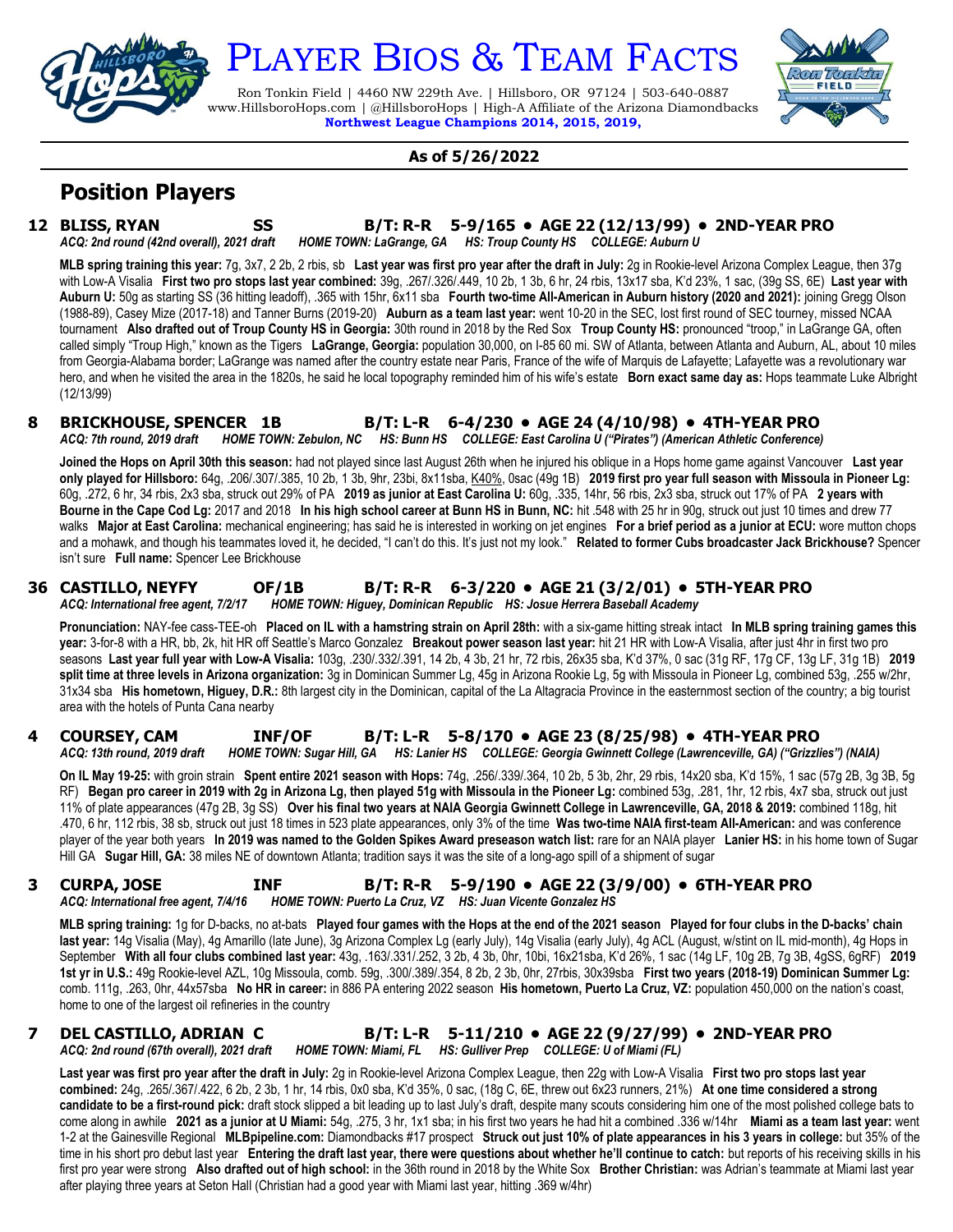# Player Bios & Team Facts

Ron Tonkin Field | 4460 NW 229th Ave. | Hillsboro, OR 97124 | 503-640-0887
www.HillsboroHops.com | @HillsboroHops | High-A Affiliate of the Arizona Diamondbacks
**Northwest League Champions 2014, 2015, 2019,**

**As of 5/26/2022**

## Position Players

### 12 BLISS, RYAN SS B/T: R-R 5-9/165 • AGE 22 (12/13/99) • 2ND-YEAR PRO

*ACQ: 2nd round (42nd overall), 2021 draft HOME TOWN: LaGrange, GA HS: Troup County HS COLLEGE: Auburn U*

**MLB spring training this year:** 7g, 3x7, 2 2b, 2 rbis, sb **Last year was first pro year after the draft in July:** 2g in Rookie-level Arizona Complex League, then 37g with Low-A Visalia **First two pro stops last year combined:** 39g, .267/.326/.449, 10 2b, 1 3b, 6 hr, 24 rbis, 13x17 sba, K'd 23%, 1 sac, (39g SS, 6E) **Last year with Auburn U:** 50g as starting SS (36 hitting leadoff), .365 with 15hr, 6x11 sba **Fourth two-time All-American in Auburn history (2020 and 2021):** joining Gregg Olson (1988-89), Casey Mize (2017-18) and Tanner Burns (2019-20) **Auburn as a team last year:** went 10-20 in the SEC, lost first round of SEC tourney, missed NCAA tournament **Also drafted out of Troup County HS in Georgia:** 30th round in 2018 by the Red Sox **Troup County HS:** pronounced "troop," in LaGrange GA, often called simply "Troup High," known as the Tigers **LaGrange, Georgia:** population 30,000, on I-85 60 mi. SW of Atlanta, between Atlanta and Auburn, AL, about 10 miles from Georgia-Alabama border; LaGrange was named after the country estate near Paris, France of the wife of Marquis de Lafayette; Lafayette was a revolutionary war hero, and when he visited the area in the 1820s, he said he local topography reminded him of his wife's estate **Born exact same day as:** Hops teammate Luke Albright (12/13/99)

### 8 BRICKHOUSE, SPENCER 1B B/T: L-R 6-4/230 • AGE 24 (4/10/98) • 4TH-YEAR PRO

*ACQ: 7th round, 2019 draft HOME TOWN: Zebulon, NC HS: Bunn HS COLLEGE: East Carolina U ("Pirates") (American Athletic Conference)*

**Joined the Hops on April 30th this season:** had not played since last August 26th when he injured his oblique in a Hops home game against Vancouver **Last year only played for Hillsboro:** 64g, .206/.307/.385, 10 2b, 1 3b, 9hr, 23bi, 8x11sba, K40%, 0sac (49g 1B) **2019 first pro year full season with Missoula in Pioneer Lg:** 60g, .272, 6 hr, 34 rbis, 2x3 sba, struck out 29% of PA **2019 as junior at East Carolina U:** 60g, .335, 14hr, 56 rbis, 2x3 sba, struck out 17% of PA **2 years with Bourne in the Cape Cod Lg:** 2017 and 2018 **In his high school career at Bunn HS in Bunn, NC:** hit .548 with 25 hr in 90g, struck out just 10 times and drew 77 walks **Major at East Carolina:** mechanical engineering; has said he is interested in working on jet engines **For a brief period as a junior at ECU:** wore mutton chops and a mohawk, and though his teammates loved it, he decided, "I can't do this. It's just not my look." **Related to former Cubs broadcaster Jack Brickhouse?** Spencer isn't sure **Full name:** Spencer Lee Brickhouse

### 36 CASTILLO, NEYFY OF/1B B/T: R-R 6-3/220 • AGE 21 (3/2/01) • 5TH-YEAR PRO

*ACQ: International free agent, 7/2/17 HOME TOWN: Higuey, Dominican Republic HS: Josue Herrera Baseball Academy*

**Pronunciation:** NAY-fee cass-TEE-oh **Placed on IL with a hamstring strain on April 28th:** with a six-game hitting streak intact **In MLB spring training games this year:** 3-for-8 with a HR, bb, 2k, hit HR off Seattle's Marco Gonzalez **Breakout power season last year:** hit 21 HR with Low-A Visalia, after just 4hr in first two pro seasons **Last year full year with Low-A Visalia:** 103g, .230/.332/.391, 14 2b, 4 3b, 21 hr, 72 rbis, 26x35 sba, K'd 37%, 0 sac (31g RF, 17g CF, 13g LF, 31g 1B) **2019 split time at three levels in Arizona organization:** 3g in Dominican Summer Lg, 45g in Arizona Rookie Lg, 5g with Missoula in Pioneer Lg, combined 53g, .255 w/2hr, 31x34 sba **His hometown, Higuey, D.R.:** 8th largest city in the Dominican, capital of the La Altagracia Province in the easternmost section of the country; a big tourist area with the hotels of Punta Cana nearby

### 4 COURSEY, CAM INF/OF B/T: L-R 5-8/170 • AGE 23 (8/25/98) • 4TH-YEAR PRO

*ACQ: 13th round, 2019 draft HOME TOWN: Sugar Hill, GA HS: Lanier HS COLLEGE: Georgia Gwinnett College (Lawrenceville, GA) ("Grizzlies") (NAIA)*

**On IL May 19-25:** with groin strain **Spent entire 2021 season with Hops:** 74g, .256/.339/.364, 10 2b, 5 3b, 2hr, 29 rbis, 14x20 sba, K'd 15%, 1 sac (57g 2B, 3g 3B, 5g RF) **Began pro career in 2019 with 2g in Arizona Lg, then played 51g with Missoula in the Pioneer Lg:** combined 53g, .281, 1hr, 12 rbis, 4x7 sba, struck out just 11% of plate appearances (47g 2B, 3g SS) **Over his final two years at NAIA Georgia Gwinnett College in Lawrenceville, GA, 2018 & 2019:** combined 118g, hit .470, 6 hr, 112 rbis, 38 sb, struck out just 18 times in 523 plate appearances, only 3% of the time **Was two-time NAIA first-team All-American:** and was conference player of the year both years **In 2019 was named to the Golden Spikes Award preseason watch list:** rare for an NAIA player **Lanier HS:** in his home town of Sugar Hill GA **Sugar Hill, GA:** 38 miles NE of downtown Atlanta; tradition says it was the site of a long-ago spill of a shipment of sugar

### 3 CURPA, JOSE INF B/T: R-R 5-9/190 • AGE 22 (3/9/00) • 6TH-YEAR PRO

*ACQ: International free agent, 7/4/16 HOME TOWN: Puerto La Cruz, VZ HS: Juan Vicente Gonzalez HS*

**MLB spring training:** 1g for D-backs, no at-bats **Played four games with the Hops at the end of the 2021 season** **Played for four clubs in the D-backs' chain last year:** 14g Visalia (May), 4g Amarillo (late June), 3g Arizona Complex Lg (early July), 14g Visalia (early July), 4g ACL (August, w/stint on IL mid-month), 4g Hops in September **With all four clubs combined last year:** 43g, .163/.331/.252, 3 2b, 4 3b, 0hr, 10bi, 16x21sba, K'd 26%, 1 sac (14g LF, 10g 2B, 7g 3B, 4gSS, 6gRF) **2019 1st yr in U.S.:** 49g Rookie-level AZL, 10g Missoula, comb. 59g, .300/.389/.354, 8 2b, 2 3b, 0hr, 27rbis, 30x39sba **First two years (2018-19) Dominican Summer Lg:** comb. 111g, .263, 0hr, 44x57sba **No HR in career:** in 886 PA entering 2022 season **His hometown, Puerto La Cruz, VZ:** population 450,000 on the nation's coast, home to one of the largest oil refineries in the country

### 7 DEL CASTILLO, ADRIAN C B/T: L-R 5-11/210 • AGE 22 (9/27/99) • 2ND-YEAR PRO

*ACQ: 2nd round (67th overall), 2021 draft HOME TOWN: Miami, FL HS: Gulliver Prep COLLEGE: U of Miami (FL)*

**Last year was first pro year after the draft in July:** 2g in Rookie-level Arizona Complex League, then 22g with Low-A Visalia **First two pro stops last year combined:** 24g, .265/.367/.422, 6 2b, 3 hr, 14 rbis, 0x0 sba, K'd 35%, 0 sac, (18g C, 6E, threw out 6x23 runners, 21%) **At one time considered a strong candidate to be a first-round pick:** draft stock slipped a bit leading up to last July's draft, despite many scouts considering him one of the most polished college bats to come along in awhile **2021 as a junior at U Miami:** 54g, .275, 3 hr, 1x1 sba; in his first two years he had hit a combined .336 w/14hr **Miami as a team last year:** went 1-2 at the Gainesville Regional **MLBpipeline.com:** Diamondbacks #17 prospect **Struck out just 10% of plate appearances in his 3 years in college:** but 35% of the time in his short pro debut last year **Entering the draft last year, there were questions about whether he'll continue to catch:** but reports of his receiving skills in his first pro year were strong **Also drafted out of high school:** in the 36th round in 2018 by the White Sox **Brother Christian:** was Adrian's teammate at Miami last year after playing three years at Seton Hall (Christian had a good year with Miami last year, hitting .369 w/4hr)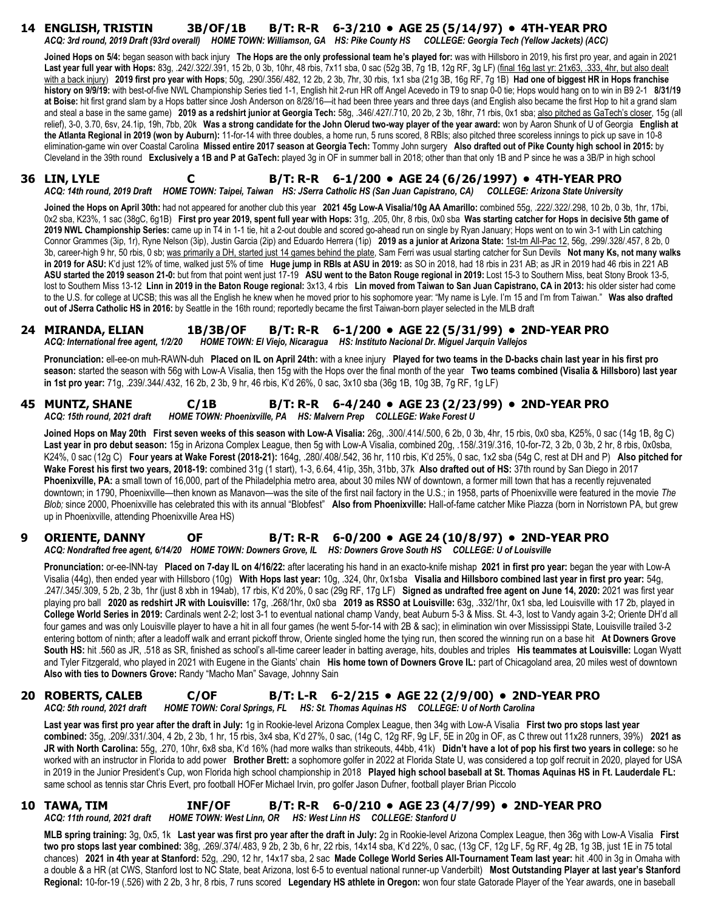## 14 ENGLISH, TRISTIN 3B/OF/1B B/T: R-R 6-3/210 • AGE 25 (5/14/97) • 4TH-YEAR PRO

*ACQ: 3rd round, 2019 Draft (93rd overall) HOME TOWN: Williamson, GA HS: Pike County HS COLLEGE: Georgia Tech (Yellow Jackets) (ACC)*

**Joined Hops on 5/4:** began season with back injury **The Hops are the only professional team he's played for:** was with Hillsboro in 2019, his first pro year, and again in 2021 **Last year full year with Hops:** 83g, .242/.322/.391, 15 2b, 0 3b, 10hr, 48 rbis, 7x11 sba, 0 sac (52g 3B, 7g 1B, 12g RF, 3g LF) (final 16g last yr: 21x63, .333, 4hr, but also dealt with a back injury) **2019 first pro year with Hops**; 50g, .290/.356/.482, 12 2b, 2 3b, 7hr, 30 rbis, 1x1 sba (21g 3B, 16g RF, 7g 1B) **Had one of biggest HR in Hops franchise history on 9/9/19:** with best-of-five NWL Championship Series tied 1-1, English hit 2-run HR off Angel Acevedo in T9 to snap 0-0 tie; Hops would hang on to win in B9 2-1 **8/31/19 at Boise:** hit first grand slam by a Hops batter since Josh Anderson on 8/28/16—it had been three years and three days (and English also became the first Hop to hit a grand slam and steal a base in the same game) **2019 as a redshirt junior at Georgia Tech:** 58g, .346/.427/.710, 20 2b, 2 3b, 18hr, 71 rbis, 0x1 sba; also pitched as GaTech's closer, 15g (all relief), 3-0, 3.70, 6sv, 24.1ip, 19h, 7bb, 20k **Was a strong candidate for the John Olerud two-way player of the year award:** won by Aaron Shunk of U of Georgia **English at the Atlanta Regional in 2019 (won by Auburn):** 11-for-14 with three doubles, a home run, 5 runs scored, 8 RBIs; also pitched three scoreless innings to pick up save in 10-8 elimination-game win over Coastal Carolina **Missed entire 2017 season at Georgia Tech:** Tommy John surgery **Also drafted out of Pike County high school in 2015:** by Cleveland in the 39th round **Exclusively a 1B and P at GaTech:** played 3g in OF in summer ball in 2018; other than that only 1B and P since he was a 3B/P in high school

## 36 LIN, LYLE C B/T: R-R 6-1/200 • AGE 24 (6/26/1997) • 4TH-YEAR PRO

*ACQ: 14th round, 2019 Draft HOME TOWN: Taipei, Taiwan HS: JSerra Catholic HS (San Juan Capistrano, CA) COLLEGE: Arizona State University*

**Joined the Hops on April 30th:** had not appeared for another club this year **2021 45g Low-A Visalia/10g AA Amarillo:** combined 55g, .222/.322/.298, 10 2b, 0 3b, 1hr, 17bi, 0x2 sba, K23%, 1 sac (38gC, 6g1B) **First pro year 2019, spent full year with Hops:** 31g, .205, 0hr, 8 rbis, 0x0 sba **Was starting catcher for Hops in decisive 5th game of 2019 NWL Championship Series:** came up in T4 in 1-1 tie, hit a 2-out double and scored go-ahead run on single by Ryan January; Hops went on to win 3-1 with Lin catching Connor Grammes (3ip, 1r), Ryne Nelson (3ip), Justin Garcia (2ip) and Eduardo Herrera (1ip) **2019 as a junior at Arizona State:** 1st-tm All-Pac 12, 56g, .299/.328/.457, 8 2b, 0 3b, career-high 9 hr, 50 rbis, 0 sb; was primarily a DH, started just 14 games behind the plate, Sam Ferri was usual starting catcher for Sun Devils **Not many Ks, not many walks in 2019 for ASU:** K'd just 12% of time, walked just 5% of time **Huge jump in RBIs at ASU in 2019:** as SO in 2018, had 18 rbis in 231 AB; as JR in 2019 had 46 rbis in 221 AB **ASU started the 2019 season 21-0:** but from that point went just 17-19 **ASU went to the Baton Rouge regional in 2019:** Lost 15-3 to Southern Miss, beat Stony Brook 13-5, lost to Southern Miss 13-12 **Linn in 2019 in the Baton Rouge regional:** 3x13, 4 rbis **Lin moved from Taiwan to San Juan Capistrano, CA in 2013:** his older sister had come to the U.S. for college at UCSB; this was all the English he knew when he moved prior to his sophomore year: "My name is Lyle. I'm 15 and I'm from Taiwan." **Was also drafted out of JSerra Catholic HS in 2016:** by Seattle in the 16th round; reportedly became the first Taiwan-born player selected in the MLB draft

## 24 MIRANDA, ELIAN 1B/3B/OF B/T: R-R 6-1/200 • AGE 22 (5/31/99) • 2ND-YEAR PRO

*ACQ: International free agent, 1/2/20 HOME TOWN: El Viejo, Nicaragua HS: Instituto Nacional Dr. Miguel Jarquin Vallejos*

**Pronunciation:** ell-ee-on muh-RAWN-duh **Placed on IL on April 24th:** with a knee injury **Played for two teams in the D-backs chain last year in his first pro season:** started the season with 56g with Low-A Visalia, then 15g with the Hops over the final month of the year **Two teams combined (Visalia & Hillsboro) last year in 1st pro year:** 71g, .239/.344/.432, 16 2b, 2 3b, 9 hr, 46 rbis, K'd 26%, 0 sac, 3x10 sba (36g 1B, 10g 3B, 7g RF, 1g LF)

## 45 MUNTZ, SHANE C/1B B/T: R-R 6-4/240 • AGE 23 (2/23/99) • 2ND-YEAR PRO

*ACQ: 15th round, 2021 draft HOME TOWN: Phoenixville, PA HS: Malvern Prep COLLEGE: Wake Forest U*

**Joined Hops on May 20th First seven weeks of this season with Low-A Visalia:** 26g, .300/.414/.500, 6 2b, 0 3b, 4hr, 15 rbis, 0x0 sba, K25%, 0 sac (14g 1B, 8g C) **Last year in pro debut season:** 15g in Arizona Complex League, then 5g with Low-A Visalia, combined 20g, .158/.319/.316, 10-for-72, 3 2b, 0 3b, 2 hr, 8 rbis, 0x0sba, K24%, 0 sac (12g C) **Four years at Wake Forest (2018-21):** 164g, .280/.408/.542, 36 hr, 110 rbis, K'd 25%, 0 sac, 1x2 sba (54g C, rest at DH and P) **Also pitched for Wake Forest his first two years, 2018-19:** combined 31g (1 start), 1-3, 6.64, 41ip, 35h, 31bb, 37k **Also drafted out of HS:** 37th round by San Diego in 2017 **Phoenixville, PA:** a small town of 16,000, part of the Philadelphia metro area, about 30 miles NW of downtown, a former mill town that has a recently rejuvenated downtown; in 1790, Phoenixville—then known as Manavon—was the site of the first nail factory in the U.S.; in 1958, parts of Phoenixville were featured in the movie *The Blob;* since 2000, Phoenixville has celebrated this with its annual "Blobfest" **Also from Phoenixville:** Hall-of-fame catcher Mike Piazza (born in Norristown PA, but grew up in Phoenixville, attending Phoenixville Area HS)

## 9 ORIENTE, DANNY OF B/T: R-R 6-0/200 • AGE 24 (10/8/97) • 2ND-YEAR PRO

*ACQ: Nondrafted free agent, 6/14/20 HOME TOWN: Downers Grove, IL HS: Downers Grove South HS COLLEGE: U of Louisville*

**Pronunciation:** or-ee-INN-tay **Placed on 7-day IL on 4/16/22:** after lacerating his hand in an exacto-knife mishap **2021 in first pro year:** began the year with Low-A Visalia (44g), then ended year with Hillsboro (10g) **With Hops last year:** 10g, .324, 0hr, 0x1sba **Visalia and Hillsboro combined last year in first pro year:** 54g, .247/.345/.309, 5 2b, 2 3b, 1hr (just 8 xbh in 194ab), 17 rbis, K'd 20%, 0 sac (29g RF, 17g LF) **Signed as undrafted free agent on June 14, 2020:** 2021 was first year playing pro ball **2020 as redshirt JR with Louisville:** 17g, .268/1hr, 0x0 sba **2019 as RSSO at Louisville:** 63g, .332/1hr, 0x1 sba, led Louisville with 17 2b, played in **College World Series in 2019:** Cardinals went 2-2; lost 3-1 to eventual national champ Vandy, beat Auburn 5-3 & Miss. St. 4-3, lost to Vandy again 3-2; Oriente DH'd all four games and was only Louisville player to have a hit in all four games (he went 5-for-14 with 2B & sac); in elimination win over Mississippi State, Louisville trailed 3-2 entering bottom of ninth; after a leadoff walk and errant pickoff throw, Oriente singled home the tying run, then scored the winning run on a base hit **At Downers Grove South HS:** hit .560 as JR, .518 as SR, finished as school's all-time career leader in batting average, hits, doubles and triples **His teammates at Louisville:** Logan Wyatt and Tyler Fitzgerald, who played in 2021 with Eugene in the Giants' chain **His home town of Downers Grove IL:** part of Chicagoland area, 20 miles west of downtown **Also with ties to Downers Grove:** Randy "Macho Man" Savage, Johnny Sain

## 20 ROBERTS, CALEB C/OF B/T: L-R 6-2/215 • AGE 22 (2/9/00) • 2ND-YEAR PRO

*ACQ: 5th round, 2021 draft HOME TOWN: Coral Springs, FL HS: St. Thomas Aquinas HS COLLEGE: U of North Carolina*

**Last year was first pro year after the draft in July:** 1g in Rookie-level Arizona Complex League, then 34g with Low-A Visalia **First two pro stops last year combined:** 35g, .209/.331/.304, 4 2b, 2 3b, 1 hr, 15 rbis, 3x4 sba, K'd 27%, 0 sac, (14g C, 12g RF, 9g LF, 5E in 20g in OF, as C threw out 11x28 runners, 39%) **2021 as JR with North Carolina:** 55g, .270, 10hr, 6x8 sba, K'd 16% (had more walks than strikeouts, 44bb, 41k) **Didn't have a lot of pop his first two years in college:** so he worked with an instructor in Florida to add power **Brother Brett:** a sophomore golfer in 2022 at Florida State U, was considered a top golf recruit in 2020, played for USA in 2019 in the Junior President's Cup, won Florida high school championship in 2018 **Played high school baseball at St. Thomas Aquinas HS in Ft. Lauderdale FL:** same school as tennis star Chris Evert, pro football HOFer Michael Irvin, pro golfer Jason Dufner, football player Brian Piccolo

## 10 TAWA, TIM INF/OF B/T: R-R 6-0/200 • AGE 23 (4/7/99) • 2ND-YEAR PRO

*ACQ: 11th round, 2021 draft HOME TOWN: West Linn, OR HS: West Linn HS COLLEGE: Stanford U*

**MLB spring training:** 3g, 0x5, 1k **Last year was first pro year after the draft in July:** 2g in Rookie-level Arizona Complex League, then 36g with Low-A Visalia **First two pro stops last year combined:** 38g, .269/.374/.483, 9 2b, 2 3b, 6 hr, 22 rbis, 14x14 sba, K'd 22%, 0 sac, (13g CF, 12g LF, 5g RF, 4g 2B, 1g 3B, just 1E in 75 total chances) **2021 in 4th year at Stanford:** 52g, .290, 12 hr, 14x17 sba, 2 sac **Made College World Series All-Tournament Team last year:** hit .400 in 3g in Omaha with a double & a HR (at CWS, Stanford lost to NC State, beat Arizona, lost 6-5 to eventual national runner-up Vanderbilt) **Most Outstanding Player at last year's Stanford Regional:** 10-for-19 (.526) with 2 2b, 3 hr, 8 rbis, 7 runs scored **Legendary HS athlete in Oregon:** won four state Gatorade Player of the Year awards, one in baseball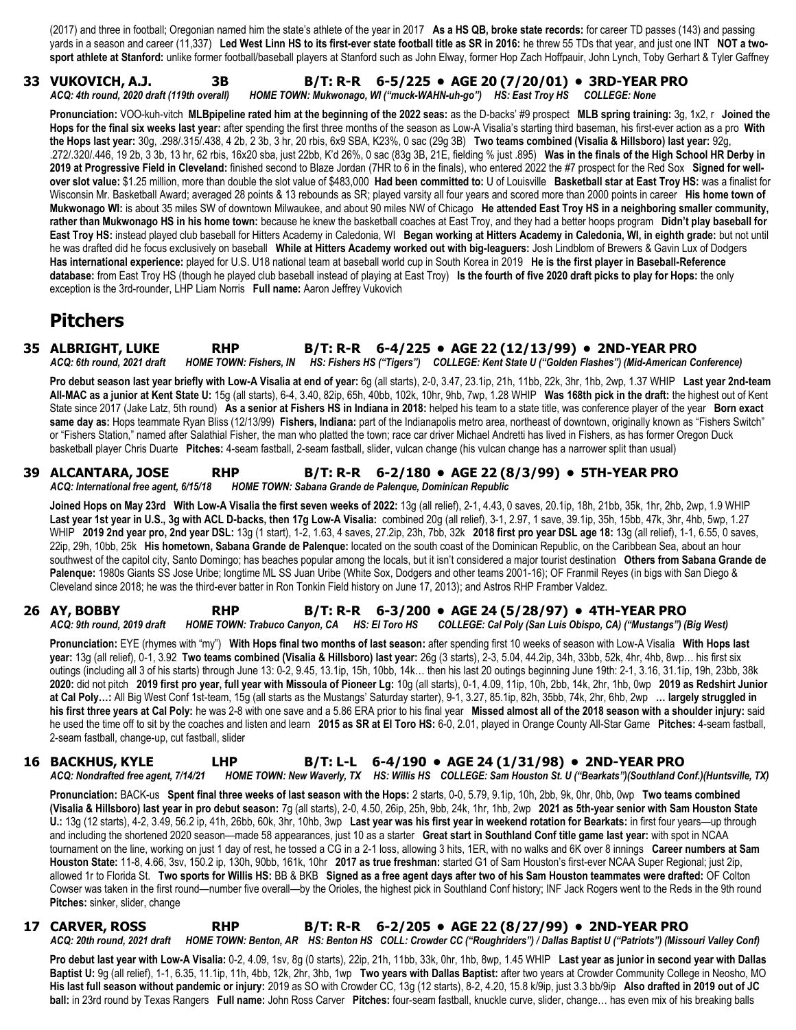(2017) and three in football; Oregonian named him the state's athlete of the year in 2017 **As a HS QB, broke state records:** for career TD passes (143) and passing yards in a season and career (11,337) **Led West Linn HS to its first-ever state football title as SR in 2016:** he threw 55 TDs that year, and just one INT **NOT a two-sport athlete at Stanford:** unlike former football/baseball players at Stanford such as John Elway, former Hop Zach Hoffpauir, John Lynch, Toby Gerhart & Tyler Gaffney

### 33 VUKOVICH, A.J. 3B B/T: R-R 6-5/225 • AGE 20 (7/20/01) • 3RD-YEAR PRO

*ACQ: 4th round, 2020 draft (119th overall) HOME TOWN: Mukwonago, WI ("muck-WAHN-uh-go") HS: East Troy HS COLLEGE: None*

**Pronunciation:** VOO-kuh-vitch **MLBpipeline rated him at the beginning of the 2022 seas:** as the D-backs' #9 prospect **MLB spring training:** 3g, 1x2, r **Joined the Hops for the final six weeks last year:** after spending the first three months of the season as Low-A Visalia's starting third baseman, his first-ever action as a pro **With the Hops last year:** 30g, .298/.315/.438, 4 2b, 2 3b, 3 hr, 20 rbis, 6x9 SBA, K23%, 0 sac (29g 3B) **Two teams combined (Visalia & Hillsboro) last year:** 92g, .272/.320/.446, 19 2b, 3 3b, 13 hr, 62 rbis, 16x20 sba, just 22bb, K'd 26%, 0 sac (83g 3B, 21E, fielding % just .895) **Was in the finals of the High School HR Derby in 2019 at Progressive Field in Cleveland:** finished second to Blaze Jordan (7HR to 6 in the finals), who entered 2022 the #7 prospect for the Red Sox **Signed for well-over slot value:** $1.25 million, more than double the slot value of $483,000 **Had been committed to:** U of Louisville **Basketball star at East Troy HS:** was a finalist for Wisconsin Mr. Basketball Award; averaged 28 points & 13 rebounds as SR; played varsity all four years and scored more than 2000 points in career **His home town of Mukwonago WI:** is about 35 miles SW of downtown Milwaukee, and about 90 miles NW of Chicago **He attended East Troy HS in a neighboring smaller community, rather than Mukwonago HS in his home town:** because he knew the basketball coaches at East Troy, and they had a better hoops program **Didn't play baseball for East Troy HS:** instead played club baseball for Hitters Academy in Caledonia, WI **Began working at Hitters Academy in Caledonia, WI, in eighth grade:** but not until he was drafted did he focus exclusively on baseball **While at Hitters Academy worked out with big-leaguers:** Josh Lindblom of Brewers & Gavin Lux of Dodgers **Has international experience:** played for U.S. U18 national team at baseball world cup in South Korea in 2019 **He is the first player in Baseball-Reference database:** from East Troy HS (though he played club baseball instead of playing at East Troy) **Is the fourth of five 2020 draft picks to play for Hops:** the only exception is the 3rd-rounder, LHP Liam Norris **Full name:** Aaron Jeffrey Vukovich

## Pitchers

### 35 ALBRIGHT, LUKE RHP B/T: R-R 6-4/225 • AGE 22 (12/13/99) • 2ND-YEAR PRO

*ACQ: 6th round, 2021 draft HOME TOWN: Fishers, IN HS: Fishers HS ("Tigers") COLLEGE: Kent State U ("Golden Flashes") (Mid-American Conference)*

**Pro debut season last year briefly with Low-A Visalia at end of year:** 6g (all starts), 2-0, 3.47, 23.1ip, 21h, 11bb, 22k, 3hr, 1hb, 2wp, 1.37 WHIP **Last year 2nd-team All-MAC as a junior at Kent State U:** 15g (all starts), 6-4, 3.40, 82ip, 65h, 40bb, 102k, 10hr, 9hb, 7wp, 1.28 WHIP **Was 168th pick in the draft:** the highest out of Kent State since 2017 (Jake Latz, 5th round) **As a senior at Fishers HS in Indiana in 2018:** helped his team to a state title, was conference player of the year **Born exact same day as:** Hops teammate Ryan Bliss (12/13/99) **Fishers, Indiana:** part of the Indianapolis metro area, northeast of downtown, originally known as "Fishers Switch" or "Fishers Station," named after Salathial Fisher, the man who platted the town; race car driver Michael Andretti has lived in Fishers, as has former Oregon Duck basketball player Chris Duarte **Pitches:** 4-seam fastball, 2-seam fastball, slider, vulcan change (his vulcan change has a narrower split than usual)

### 39 ALCANTARA, JOSE RHP B/T: R-R 6-2/180 • AGE 22 (8/3/99) • 5TH-YEAR PRO

*ACQ: International free agent, 6/15/18 HOME TOWN: Sabana Grande de Palenque, Dominican Republic*

**Joined Hops on May 23rd With Low-A Visalia the first seven weeks of 2022:** 13g (all relief), 2-1, 4.43, 0 saves, 20.1ip, 18h, 21bb, 35k, 1hr, 2hb, 2wp, 1.9 WHIP **Last year 1st year in U.S., 3g with ACL D-backs, then 17g Low-A Visalia:** combined 20g (all relief), 3-1, 2.97, 1 save, 39.1ip, 35h, 15bb, 47k, 3hr, 4hb, 5wp, 1.27 WHIP **2019 2nd year pro, 2nd year DSL:** 13g (1 start), 1-2, 1.63, 4 saves, 27.2ip, 23h, 7bb, 32k **2018 first pro year DSL age 18:** 13g (all relief), 1-1, 6.55, 0 saves, 22ip, 29h, 10bb, 25k **His hometown, Sabana Grande de Palenque:** located on the south coast of the Dominican Republic, on the Caribbean Sea, about an hour southwest of the capitol city, Santo Domingo; has beaches popular among the locals, but it isn't considered a major tourist destination **Others from Sabana Grande de Palenque:** 1980s Giants SS Jose Uribe; longtime ML SS Juan Uribe (White Sox, Dodgers and other teams 2001-16); OF Franmil Reyes (in bigs with San Diego & Cleveland since 2018; he was the third-ever batter in Ron Tonkin Field history on June 17, 2013); and Astros RHP Framber Valdez.

### 26 AY, BOBBY RHP B/T: R-R 6-3/200 • AGE 24 (5/28/97) • 4TH-YEAR PRO

*ACQ: 9th round, 2019 draft HOME TOWN: Trabuco Canyon, CA HS: El Toro HS COLLEGE: Cal Poly (San Luis Obispo, CA) ("Mustangs") (Big West)*

**Pronunciation:** EYE (rhymes with "my") **With Hops final two months of last season:** after spending first 10 weeks of season with Low-A Visalia **With Hops last year:** 13g (all relief), 0-1, 3.92 **Two teams combined (Visalia & Hillsboro) last year:** 26g (3 starts), 2-3, 5.04, 44.2ip, 34h, 33bb, 52k, 4hr, 4hb, 8wp… his first six outings (including all 3 of his starts) through June 13: 0-2, 9.45, 13.1ip, 15h, 10bb, 14k… then his last 20 outings beginning June 19th: 2-1, 3.16, 31.1ip, 19h, 23bb, 38k **2020:** did not pitch **2019 first pro year, full year with Missoula of Pioneer Lg:** 10g (all starts), 0-1, 4.09, 11ip, 10h, 2bb, 14k, 2hr, 1hb, 0wp **2019 as Redshirt Junior at Cal Poly…:** All Big West Conf 1st-team, 15g (all starts as the Mustangs' Saturday starter), 9-1, 3.27, 85.1ip, 82h, 35bb, 74k, 2hr, 6hb, 2wp **… largely struggled in his first three years at Cal Poly:** he was 2-8 with one save and a 5.86 ERA prior to his final year **Missed almost all of the 2018 season with a shoulder injury:** said he used the time off to sit by the coaches and listen and learn **2015 as SR at El Toro HS:** 6-0, 2.01, played in Orange County All-Star Game **Pitches:** 4-seam fastball, 2-seam fastball, change-up, cut fastball, slider

### 16 BACKHUS, KYLE LHP B/T: L-L 6-4/190 • AGE 24 (1/31/98) • 2ND-YEAR PRO

*ACQ: Nondrafted free agent, 7/14/21 HOME TOWN: New Waverly, TX HS: Willis HS COLLEGE: Sam Houston St. U ("Bearkats")(Southland Conf.)(Huntsville, TX)*

**Pronunciation:** BACK-us **Spent final three weeks of last season with the Hops:** 2 starts, 0-0, 5.79, 9.1ip, 10h, 2bb, 9k, 0hr, 0hb, 0wp **Two teams combined (Visalia & Hillsboro) last year in pro debut season:** 7g (all starts), 2-0, 4.50, 26ip, 25h, 9bb, 24k, 1hr, 1hb, 2wp **2021 as 5th-year senior with Sam Houston State U.:** 13g (12 starts), 4-2, 3.49, 56.2 ip, 41h, 26bb, 60k, 3hr, 10hb, 3wp **Last year was his first year in weekend rotation for Bearkats:** in first four years—up through and including the shortened 2020 season—made 58 appearances, just 10 as a starter **Great start in Southland Conf title game last year:** with spot in NCAA tournament on the line, working on just 1 day of rest, he tossed a CG in a 2-1 loss, allowing 3 hits, 1ER, with no walks and 6K over 8 innings **Career numbers at Sam Houston State:** 11-8, 4.66, 3sv, 150.2 ip, 130h, 90bb, 161k, 10hr **2017 as true freshman:** started G1 of Sam Houston's first-ever NCAA Super Regional; just 2ip, allowed 1r to Florida St. **Two sports for Willis HS:** BB & BKB **Signed as a free agent days after two of his Sam Houston teammates were drafted:** OF Colton Cowser was taken in the first round—number five overall—by the Orioles, the highest pick in Southland Conf history; INF Jack Rogers went to the Reds in the 9th round **Pitches:** sinker, slider, change

### 17 CARVER, ROSS RHP B/T: R-R 6-2/205 • AGE 22 (8/27/99) • 2ND-YEAR PRO

*ACQ: 20th round, 2021 draft HOME TOWN: Benton, AR HS: Benton HS COLL: Crowder CC ("Roughriders") / Dallas Baptist U ("Patriots") (Missouri Valley Conf)*

**Pro debut last year with Low-A Visalia:** 0-2, 4.09, 1sv, 8g (0 starts), 22ip, 21h, 11bb, 33k, 0hr, 1hb, 8wp, 1.45 WHIP **Last year as junior in second year with Dallas Baptist U:** 9g (all relief), 1-1, 6.35, 11.1ip, 11h, 4bb, 12k, 2hr, 3hb, 1wp **Two years with Dallas Baptist:** after two years at Crowder Community College in Neosho, MO **His last full season without pandemic or injury:** 2019 as SO with Crowder CC, 13g (12 starts), 8-2, 4.20, 15.8 k/9ip, just 3.3 bb/9ip **Also drafted in 2019 out of JC ball:** in 23rd round by Texas Rangers **Full name:** John Ross Carver **Pitches:** four-seam fastball, knuckle curve, slider, change… has even mix of his breaking balls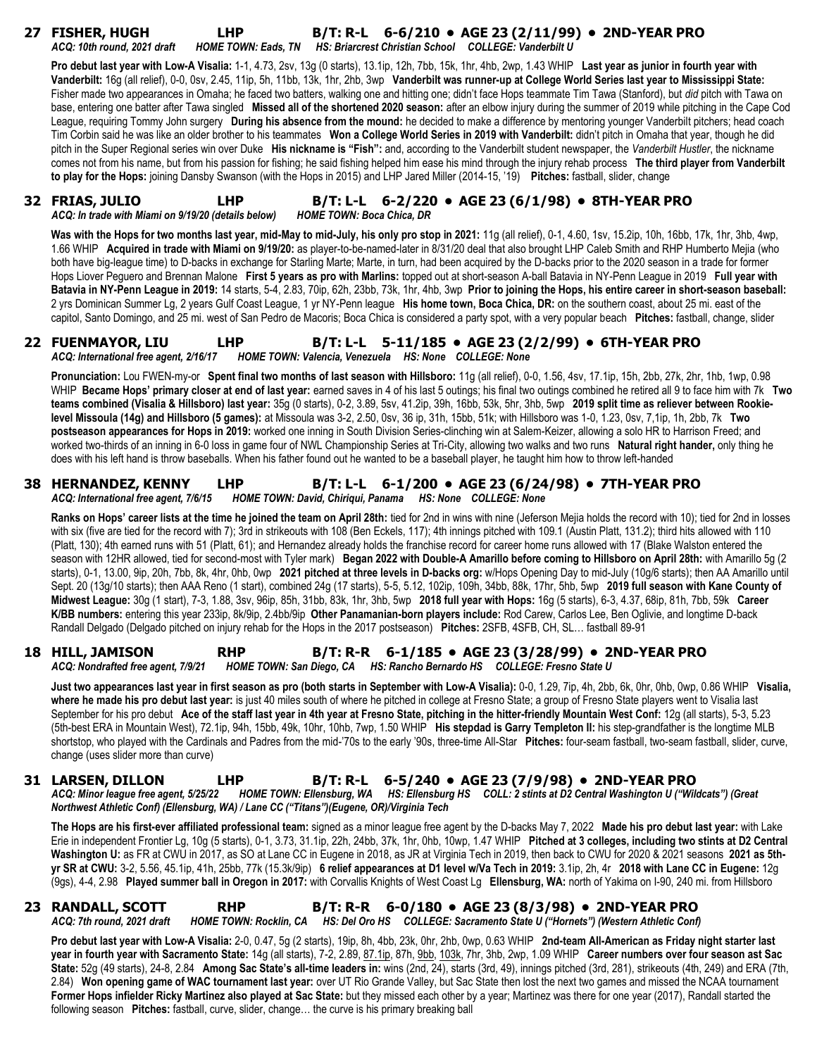## 27 FISHER, HUGH LHP B/T: R-L 6-6/210 • AGE 23 (2/11/99) • 2ND-YEAR PRO

*ACQ: 10th round, 2021 draft HOME TOWN: Eads, TN HS: Briarcrest Christian School COLLEGE: Vanderbilt U*

**Pro debut last year with Low-A Visalia:** 1-1, 4.73, 2sv, 13g (0 starts), 13.1ip, 12h, 7bb, 15k, 1hr, 4hb, 2wp, 1.43 WHIP **Last year as junior in fourth year with Vanderbilt:** 16g (all relief), 0-0, 0sv, 2.45, 11ip, 5h, 11bb, 13k, 1hr, 2hb, 3wp **Vanderbilt was runner-up at College World Series last year to Mississippi State:** Fisher made two appearances in Omaha; he faced two batters, walking one and hitting one; didn't face Hops teammate Tim Tawa (Stanford), but *did* pitch with Tawa on base, entering one batter after Tawa singled **Missed all of the shortened 2020 season:** after an elbow injury during the summer of 2019 while pitching in the Cape Cod League, requiring Tommy John surgery **During his absence from the mound:** he decided to make a difference by mentoring younger Vanderbilt pitchers; head coach Tim Corbin said he was like an older brother to his teammates **Won a College World Series in 2019 with Vanderbilt:** didn't pitch in Omaha that year, though he did pitch in the Super Regional series win over Duke **His nickname is "Fish":** and, according to the Vanderbilt student newspaper, the *Vanderbilt Hustler*, the nickname comes not from his name, but from his passion for fishing; he said fishing helped him ease his mind through the injury rehab process **The third player from Vanderbilt to play for the Hops:** joining Dansby Swanson (with the Hops in 2015) and LHP Jared Miller (2014-15, '19) **Pitches:** fastball, slider, change

## 32 FRIAS, JULIO LHP B/T: L-L 6-2/220 • AGE 23 (6/1/98) • 8TH-YEAR PRO

*ACQ: In trade with Miami on 9/19/20 (details below) HOME TOWN: Boca Chica, DR*

**Was with the Hops for two months last year, mid-May to mid-July, his only pro stop in 2021:** 11g (all relief), 0-1, 4.60, 1sv, 15.2ip, 10h, 16bb, 17k, 1hr, 3hb, 4wp, 1.66 WHIP **Acquired in trade with Miami on 9/19/20:** as player-to-be-named-later in 8/31/20 deal that also brought LHP Caleb Smith and RHP Humberto Mejia (who both have big-league time) to D-backs in exchange for Starling Marte; Marte, in turn, had been acquired by the D-backs prior to the 2020 season in a trade for former Hops Liover Peguero and Brennan Malone **First 5 years as pro with Marlins:** topped out at short-season A-ball Batavia in NY-Penn League in 2019 **Full year with Batavia in NY-Penn League in 2019:** 14 starts, 5-4, 2.83, 70ip, 62h, 23bb, 73k, 1hr, 4hb, 3wp **Prior to joining the Hops, his entire career in short-season baseball:** 2 yrs Dominican Summer Lg, 2 years Gulf Coast League, 1 yr NY-Penn league **His home town, Boca Chica, DR:** on the southern coast, about 25 mi. east of the capitol, Santo Domingo, and 25 mi. west of San Pedro de Macoris; Boca Chica is considered a party spot, with a very popular beach **Pitches:** fastball, change, slider

## 22 FUENMAYOR, LIU LHP B/T: L-L 5-11/185 • AGE 23 (2/2/99) • 6TH-YEAR PRO

*ACQ: International free agent, 2/16/17 HOME TOWN: Valencia, Venezuela HS: None COLLEGE: None*

**Pronunciation:** Lou FWEN-my-or **Spent final two months of last season with Hillsboro:** 11g (all relief), 0-0, 1.56, 4sv, 17.1ip, 15h, 2bb, 27k, 2hr, 1hb, 1wp, 0.98 WHIP **Became Hops' primary closer at end of last year:** earned saves in 4 of his last 5 outings; his final two outings combined he retired all 9 to face him with 7k **Two teams combined (Visalia & Hillsboro) last year:** 35g (0 starts), 0-2, 3.89, 5sv, 41.2ip, 39h, 16bb, 53k, 5hr, 3hb, 5wp **2019 split time as reliever between Rookie-level Missoula (14g) and Hillsboro (5 games):** at Missoula was 3-2, 2.50, 0sv, 36 ip, 31h, 15bb, 51k; with Hillsboro was 1-0, 1.23, 0sv, 7,1ip, 1h, 2bb, 7k **Two postseason appearances for Hops in 2019:** worked one inning in South Division Series-clinching win at Salem-Keizer, allowing a solo HR to Harrison Freed; and worked two-thirds of an inning in 6-0 loss in game four of NWL Championship Series at Tri-City, allowing two walks and two runs **Natural right hander,** only thing he does with his left hand is throw baseballs. When his father found out he wanted to be a baseball player, he taught him how to throw left-handed

## 38 HERNANDEZ, KENNY LHP B/T: L-L 6-1/200 • AGE 23 (6/24/98) • 7TH-YEAR PRO

*ACQ: International free agent, 7/6/15 HOME TOWN: David, Chiriqui, Panama HS: None COLLEGE: None*

**Ranks on Hops' career lists at the time he joined the team on April 28th:** tied for 2nd in wins with nine (Jeferson Mejia holds the record with 10); tied for 2nd in losses with six (five are tied for the record with 7); 3rd in strikeouts with 108 (Ben Eckels, 117); 4th innings pitched with 109.1 (Austin Platt, 131.2); third hits allowed with 110 (Platt, 130); 4th earned runs with 51 (Platt, 61); and Hernandez already holds the franchise record for career home runs allowed with 17 (Blake Walston entered the season with 12HR allowed, tied for second-most with Tyler mark) **Began 2022 with Double-A Amarillo before coming to Hillsboro on April 28th:** with Amarillo 5g (2 starts), 0-1, 13.00, 9ip, 20h, 7bb, 8k, 4hr, 0hb, 0wp **2021 pitched at three levels in D-backs org:** w/Hops Opening Day to mid-July (10g/6 starts); then AA Amarillo until Sept. 20 (13g/10 starts); then AAA Reno (1 start), combined 24g (17 starts), 5-5, 5.12, 102ip, 109h, 34bb, 88k, 17hr, 5hb, 5wp **2019 full season with Kane County of Midwest League:** 30g (1 start), 7-3, 1.88, 3sv, 96ip, 85h, 31bb, 83k, 1hr, 3hb, 5wp **2018 full year with Hops:** 16g (5 starts), 6-3, 4.37, 68ip, 81h, 7bb, 59k **Career K/BB numbers:** entering this year 233ip, 8k/9ip, 2.4bb/9ip **Other Panamanian-born players include:** Rod Carew, Carlos Lee, Ben Oglivie, and longtime D-back Randall Delgado (Delgado pitched on injury rehab for the Hops in the 2017 postseason) **Pitches:** 2SFB, 4SFB, CH, SL… fastball 89-91

## 18 HILL, JAMISON RHP B/T: R-R 6-1/185 • AGE 23 (3/28/99) • 2ND-YEAR PRO

*ACQ: Nondrafted free agent, 7/9/21 HOME TOWN: San Diego, CA HS: Rancho Bernardo HS COLLEGE: Fresno State U*

**Just two appearances last year in first season as pro (both starts in September with Low-A Visalia):** 0-0, 1.29, 7ip, 4h, 2bb, 6k, 0hr, 0hb, 0wp, 0.86 WHIP **Visalia, where he made his pro debut last year:** is just 40 miles south of where he pitched in college at Fresno State; a group of Fresno State players went to Visalia last September for his pro debut **Ace of the staff last year in 4th year at Fresno State, pitching in the hitter-friendly Mountain West Conf:** 12g (all starts), 5-3, 5.23 (5th-best ERA in Mountain West), 72.1ip, 94h, 15bb, 49k, 10hr, 10hb, 7wp, 1.50 WHIP **His stepdad is Garry Templeton II:** his step-grandfather is the longtime MLB shortstop, who played with the Cardinals and Padres from the mid-'70s to the early '90s, three-time All-Star **Pitches:** four-seam fastball, two-seam fastball, slider, curve, change (uses slider more than curve)

## 31 LARSEN, DILLON LHP B/T: R-L 6-5/240 • AGE 23 (7/9/98) • 2ND-YEAR PRO

*ACQ: Minor league free agent, 5/25/22 HOME TOWN: Ellensburg, WA HS: Ellensburg HS COLL: 2 stints at D2 Central Washington U ("Wildcats") (Great Northwest Athletic Conf) (Ellensburg, WA) / Lane CC ("Titans")(Eugene, OR)/Virginia Tech*

**The Hops are his first-ever affiliated professional team:** signed as a minor league free agent by the D-backs May 7, 2022 **Made his pro debut last year:** with Lake Erie in independent Frontier Lg, 10g (5 starts), 0-1, 3.73, 31.1ip, 22h, 24bb, 37k, 1hr, 0hb, 10wp, 1.47 WHIP **Pitched at 3 colleges, including two stints at D2 Central Washington U:** as FR at CWU in 2017, as SO at Lane CC in Eugene in 2018, as JR at Virginia Tech in 2019, then back to CWU for 2020 & 2021 seasons **2021 as 5th-yr SR at CWU:** 3-2, 5.56, 45.1ip, 41h, 25bb, 77k (15.3k/9ip) **6 relief appearances at D1 level w/Va Tech in 2019:** 3.1ip, 2h, 4r **2018 with Lane CC in Eugene:** 12g (9gs), 4-4, 2.98 **Played summer ball in Oregon in 2017:** with Corvallis Knights of West Coast Lg **Ellensburg, WA:** north of Yakima on I-90, 240 mi. from Hillsboro

## 23 RANDALL, SCOTT RHP B/T: R-R 6-0/180 • AGE 23 (8/3/98) • 2ND-YEAR PRO

*ACQ: 7th round, 2021 draft HOME TOWN: Rocklin, CA HS: Del Oro HS COLLEGE: Sacramento State U ("Hornets") (Western Athletic Conf)*

**Pro debut last year with Low-A Visalia:** 2-0, 0.47, 5g (2 starts), 19ip, 8h, 4bb, 23k, 0hr, 2hb, 0wp, 0.63 WHIP **2nd-team All-American as Friday night starter last year in fourth year with Sacramento State:** 14g (all starts), 7-2, 2.89, 87.1ip, 87h, 9bb, 103k, 7hr, 3hb, 2wp, 1.09 WHIP **Career numbers over four season ast Sac State:** 52g (49 starts), 24-8, 2.84 **Among Sac State's all-time leaders in:** wins (2nd, 24), starts (3rd, 49), innings pitched (3rd, 281), strikeouts (4th, 249) and ERA (7th, 2.84) **Won opening game of WAC tournament last year:** over UT Rio Grande Valley, but Sac State then lost the next two games and missed the NCAA tournament **Former Hops infielder Ricky Martinez also played at Sac State:** but they missed each other by a year; Martinez was there for one year (2017), Randall started the following season **Pitches:** fastball, curve, slider, change… the curve is his primary breaking ball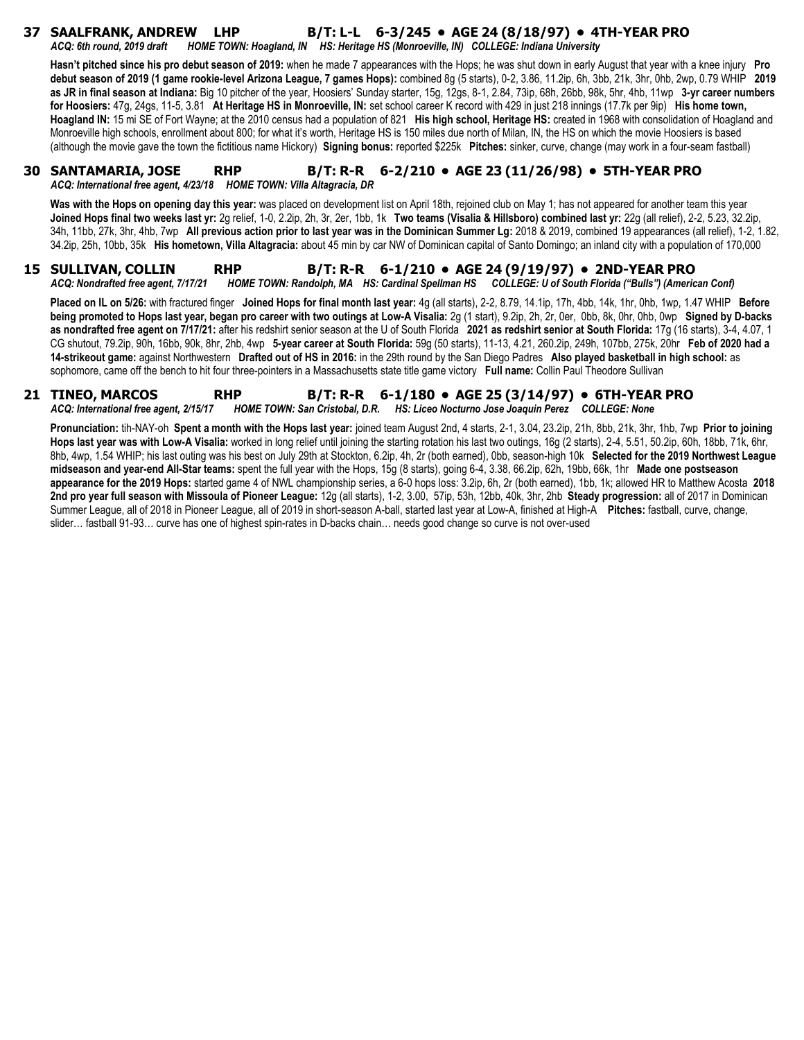## 37 SAALFRANK, ANDREW LHP B/T: L-L 6-3/245 • AGE 24 (8/18/97) • 4TH-YEAR PRO

*ACQ: 6th round, 2019 draft HOME TOWN: Hoagland, IN HS: Heritage HS (Monroeville, IN) COLLEGE: Indiana University*

**Hasn't pitched since his pro debut season of 2019:** when he made 7 appearances with the Hops; he was shut down in early August that year with a knee injury **Pro debut season of 2019 (1 game rookie-level Arizona League, 7 games Hops):** combined 8g (5 starts), 0-2, 3.86, 11.2ip, 6h, 3bb, 21k, 3hr, 0hb, 2wp, 0.79 WHIP **2019 as JR in final season at Indiana:** Big 10 pitcher of the year, Hoosiers' Sunday starter, 15g, 12gs, 8-1, 2.84, 73ip, 68h, 26bb, 98k, 5hr, 4hb, 11wp **3-yr career numbers for Hoosiers:** 47g, 24gs, 11-5, 3.81 **At Heritage HS in Monroeville, IN:** set school career K record with 429 in just 218 innings (17.7k per 9ip) **His home town, Hoagland IN:** 15 mi SE of Fort Wayne; at the 2010 census had a population of 821 **His high school, Heritage HS:** created in 1968 with consolidation of Hoagland and Monroeville high schools, enrollment about 800; for what it's worth, Heritage HS is 150 miles due north of Milan, IN, the HS on which the movie Hoosiers is based (although the movie gave the town the fictitious name Hickory) **Signing bonus:** reported $225k **Pitches:** sinker, curve, change (may work in a four-seam fastball)

## 30 SANTAMARIA, JOSE RHP B/T: R-R 6-2/210 • AGE 23 (11/26/98) • 5TH-YEAR PRO

*ACQ: International free agent, 4/23/18 HOME TOWN: Villa Altagracia, DR*

**Was with the Hops on opening day this year:** was placed on development list on April 18th, rejoined club on May 1; has not appeared for another team this year **Joined Hops final two weeks last yr:** 2g relief, 1-0, 2.2ip, 2h, 3r, 2er, 1bb, 1k **Two teams (Visalia & Hillsboro) combined last yr:** 22g (all relief), 2-2, 5.23, 32.2ip, 34h, 11bb, 27k, 3hr, 4hb, 7wp **All previous action prior to last year was in the Dominican Summer Lg:** 2018 & 2019, combined 19 appearances (all relief), 1-2, 1.82, 34.2ip, 25h, 10bb, 35k **His hometown, Villa Altagracia:** about 45 min by car NW of Dominican capital of Santo Domingo; an inland city with a population of 170,000

## 15 SULLIVAN, COLLIN RHP B/T: R-R 6-1/210 • AGE 24 (9/19/97) • 2ND-YEAR PRO

*ACQ: Nondrafted free agent, 7/17/21 HOME TOWN: Randolph, MA HS: Cardinal Spellman HS COLLEGE: U of South Florida ("Bulls") (American Conf)*

**Placed on IL on 5/26:** with fractured finger **Joined Hops for final month last year:** 4g (all starts), 2-2, 8.79, 14.1ip, 17h, 4bb, 14k, 1hr, 0hb, 1wp, 1.47 WHIP **Before being promoted to Hops last year, began pro career with two outings at Low-A Visalia:** 2g (1 start), 9.2ip, 2h, 2r, 0er, 0bb, 8k, 0hr, 0hb, 0wp **Signed by D-backs as nondrafted free agent on 7/17/21:** after his redshirt senior season at the U of South Florida **2021 as redshirt senior at South Florida:** 17g (16 starts), 3-4, 4.07, 1 CG shutout, 79.2ip, 90h, 16bb, 90k, 8hr, 2hb, 4wp **5-year career at South Florida:** 59g (50 starts), 11-13, 4.21, 260.2ip, 249h, 107bb, 275k, 20hr **Feb of 2020 had a 14-strikeout game:** against Northwestern **Drafted out of HS in 2016:** in the 29th round by the San Diego Padres **Also played basketball in high school:** as sophomore, came off the bench to hit four three-pointers in a Massachusetts state title game victory **Full name:** Collin Paul Theodore Sullivan

## 21 TINEO, MARCOS RHP B/T: R-R 6-1/180 • AGE 25 (3/14/97) • 6TH-YEAR PRO

*ACQ: International free agent, 2/15/17 HOME TOWN: San Cristobal, D.R. HS: Liceo Nocturno Jose Joaquin Perez COLLEGE: None*

**Pronunciation:** tih-NAY-oh **Spent a month with the Hops last year:** joined team August 2nd, 4 starts, 2-1, 3.04, 23.2ip, 21h, 8bb, 21k, 3hr, 1hb, 7wp **Prior to joining Hops last year was with Low-A Visalia:** worked in long relief until joining the starting rotation his last two outings, 16g (2 starts), 2-4, 5.51, 50.2ip, 60h, 18bb, 71k, 6hr, 8hb, 4wp, 1.54 WHIP; his last outing was his best on July 29th at Stockton, 6.2ip, 4h, 2r (both earned), 0bb, season-high 10k **Selected for the 2019 Northwest League midseason and year-end All-Star teams:** spent the full year with the Hops, 15g (8 starts), going 6-4, 3.38, 66.2ip, 62h, 19bb, 66k, 1hr **Made one postseason appearance for the 2019 Hops:** started game 4 of NWL championship series, a 6-0 hops loss: 3.2ip, 6h, 2r (both earned), 1bb, 1k; allowed HR to Matthew Acosta **2018 2nd pro year full season with Missoula of Pioneer League:** 12g (all starts), 1-2, 3.00, 57ip, 53h, 12bb, 40k, 3hr, 2hb **Steady progression:** all of 2017 in Dominican Summer League, all of 2018 in Pioneer League, all of 2019 in short-season A-ball, started last year at Low-A, finished at High-A **Pitches:** fastball, curve, change, slider… fastball 91-93… curve has one of highest spin-rates in D-backs chain… needs good change so curve is not over-used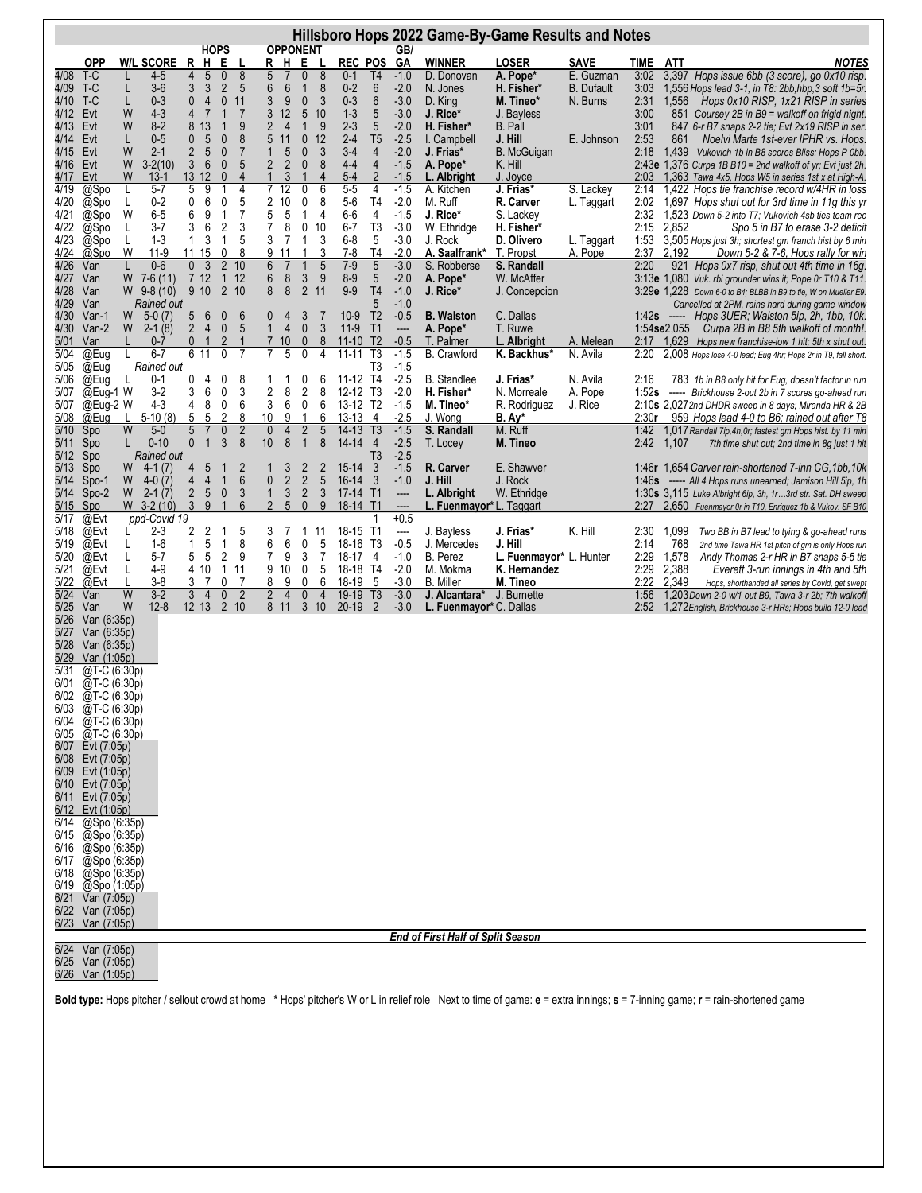# Hillsboro Hops 2022 Game-By-Game Results and Notes

| | OPP | W/L | SCORE | HOPS R | H | E | L | OPPONENT R | H | E | L | REC | POS | GB/GA | WINNER | LOSER | SAVE | TIME | ATT | NOTES |
|---|---|---|---|---|---|---|---|---|---|---|---|---|---|---|---|---|---|---|---|---|
| 4/08 | T-C | L | 4-5 | 4 | 5 | 0 | 8 | 5 | 7 | 0 | 8 | 0-1 | T4 | -1.0 | D. Donovan | **A. Pope*** | E. Guzman | 3:02 | 3,397 | Hops issue 6bb (3 score), go 0x10 risp. |
| 4/09 | T-C | L | 3-6 | 3 | 3 | 2 | 5 | 6 | 6 | 1 | 8 | 0-2 | 6 | -2.0 | N. Jones | **H. Fisher*** | B. Dufault | 3:03 | 1,556 | Hops lead 3-1, in T8: 2bb,hbp,3 soft 1b=5r. |
| 4/10 | T-C | L | 0-3 | 0 | 4 | 0 | 11 | 3 | 9 | 0 | 3 | 0-3 | 6 | -3.0 | D. King | **M. Tineo*** | N. Burns | 2:31 | 1,556 | Hops 0x10 RISP, 1x21 RISP in series |
| 4/12 | Evt | W | 4-3 | 4 | 7 | 1 | 7 | 3 | 12 | 5 | 10 | 1-3 | 5 | -3.0 | **J. Rice*** | J. Bayless | | 3:00 | 851 | Coursey 2B in B9 = walkoff on frigid night. |
| 4/13 | Evt | W | 8-2 | 8 | 13 | 1 | 9 | 2 | 4 | 1 | 9 | 2-3 | 5 | -2.0 | **H. Fisher*** | B. Pall | | 3:01 | 847 | 6-r B7 snaps 2-2 tie; Evt 2x19 RISP in ser. |
| 4/14 | Evt | L | 0-5 | 0 | 5 | 0 | 8 | 5 | 11 | 0 | 12 | 2-4 | T5 | -2.5 | I. Campbell | **J. Hill** | E. Johnson | 2:53 | 861 | Noelvi Marte 1st-ever IPHR vs. Hops. |
| 4/15 | Evt | W | 2-1 | 2 | 5 | 0 | 7 | 1 | 5 | 0 | 3 | 3-4 | 4 | -2.0 | **J. Frias*** | B. McGuigan | | 2:18 | 1,439 | Vukovich 1b in B8 scores Bliss; Hops P 0bb. |
| 4/16 | Evt | W | 3-2(10) | 3 | 6 | 0 | 5 | 2 | 2 | 0 | 8 | 4-4 | 4 | -1.5 | **A. Pope*** | K. Hill | | 2:43e | 1,376 | Curpa 1B B10 = 2nd walkoff of yr; Evt just 2h. |
| 4/17 | Evt | W | 13-1 | 13 | 12 | 0 | 4 | 1 | 3 | 1 | 4 | 5-4 | 2 | -1.5 | **L. Albright** | J. Joyce | | 2:03 | 1,363 | Tawa 4x5, Hops W5 in series 1st x at High-A. |
| 4/19 | @Spo | L | 5-7 | 5 | 9 | 1 | 4 | 7 | 12 | 0 | 6 | 5-5 | 4 | -1.5 | A. Kitchen | **J. Frias*** | S. Lackey | 2:14 | 1,422 | Hops tie franchise record w/4HR in loss |
| 4/20 | @Spo | L | 0-2 | 0 | 6 | 0 | 5 | 2 | 10 | 0 | 8 | 5-6 | T4 | -2.0 | M. Ruff | **R. Carver** | L. Taggart | 2:02 | 1,697 | Hops shut out for 3rd time in 11g this yr |
| 4/21 | @Spo | W | 6-5 | 6 | 9 | 1 | 7 | 5 | 5 | 1 | 4 | 6-6 | 4 | -1.5 | **J. Rice*** | S. Lackey | | 2:32 | 1,523 | Down 5-2 into T7; Vukovich 4sb ties team rec |
| 4/22 | @Spo | L | 3-7 | 3 | 6 | 2 | 3 | 7 | 8 | 0 | 10 | 6-7 | T3 | -3.0 | W. Ethridge | **H. Fisher*** | | 2:15 | 2,852 | Spo 5 in B7 to erase 3-2 deficit |
| 4/23 | @Spo | L | 1-3 | 1 | 3 | 1 | 5 | 3 | 7 | 1 | 3 | 6-8 | 5 | -3.0 | J. Rock | **D. Olivero** | L. Taggart | 1:53 | 3,505 | Hops just 3h; shortest gm franch hist by 6 min |
| 4/24 | @Spo | W | 11-9 | 11 | 15 | 0 | 8 | 9 | 11 | 1 | 3 | 7-8 | T4 | -2.0 | **A. Saalfrank*** | T. Propst | A. Pope | 2:37 | 2,192 | Down 5-2 & 7-6, Hops rally for win |
| 4/26 | Van | L | 0-6 | 0 | 3 | 2 | 10 | 6 | 7 | 1 | 5 | 7-9 | 5 | -3.0 | S. Robberse | **S. Randall** | | 2:20 | 921 | Hops 0x7 risp, shut out 4th time in 16g. |
| 4/27 | Van | W | 7-6 (11) | 7 | 12 | 1 | 12 | 6 | 8 | 3 | 9 | 8-9 | 5 | -2.0 | **A. Pope*** | W. McAffer | | 3:13e | 1,080 | Vuk. rbi grounder wins it; Pope 0r T10 & T11. |
| 4/28 | Van | W | 9-8 (10) | 9 | 10 | 2 | 10 | 8 | 8 | 2 | 11 | 9-9 | T4 | -1.0 | **J. Rice*** | J. Concepcion | | 3:29e | 1,228 | Down 6-0 to B4; BLBB in B9 to tie, W on Mueller E9. |
| 4/29 | Van | | Rained out | | | | | | | | | | 5 | -1.0 | | | | | | Cancelled at 2PM, rains hard during game window |
| 4/30 | Van-1 | W | 5-0 (7) | 5 | 6 | 0 | 6 | 0 | 4 | 3 | 7 | 10-9 | T2 | -0.5 | **B. Walston** | C. Dallas | | 1:42s | ----- | Hops 3UER; Walston 5ip, 2h, 1bb, 10k. |
| 4/30 | Van-2 | W | 2-1 (8) | 2 | 4 | 0 | 5 | 1 | 4 | 0 | 3 | 11-9 | T1 | ---- | **A. Pope*** | T. Ruwe | | 1:54se | 2,055 | Curpa 2B in B8 5th walkoff of month!. |
| 5/01 | Van | L | 0-7 | 0 | 1 | 2 | 1 | 7 | 10 | 0 | 8 | 11-10 | T2 | -0.5 | T. Palmer | **L. Albright** | A. Melean | 2:17 | 1,629 | Hops new franchise-low 1 hit; 5th x shut out. |
| 5/04 | @Eug | L | 6-7 | 6 | 11 | 0 | 7 | 7 | 5 | 0 | 4 | 11-11 | T3 | -1.5 | B. Crawford | **K. Backhus*** | N. Avila | 2:20 | 2,008 | Hops lose 4-0 lead; Eug 4hr; Hops 2r in T9, fall short. |
| 5/05 | @Eug | | Rained out | | | | | | | | | | T3 | -1.5 | | | | | | |
| 5/06 | @Eug | L | 0-1 | 0 | 4 | 0 | 8 | 1 | 1 | 0 | 6 | 11-12 | T4 | -2.5 | B. Standlee | **J. Frias*** | N. Avila | 2:16 | 783 | 1b in B8 only hit for Eug, doesn't factor in run |
| 5/07 | @Eug-1 | W | 3-2 | 3 | 6 | 0 | 3 | 2 | 8 | 2 | 8 | 12-12 | T3 | -2.0 | **H. Fisher*** | N. Morreale | A. Pope | 1:52s | ----- | Brickhouse 2-out 2b in T7 scores go-ahead run |
| 5/07 | @Eug-2 | W | 4-3 | 4 | 8 | 0 | 6 | 3 | 6 | 0 | 6 | 13-12 | T2 | -1.5 | **M. Tineo*** | R. Rodriguez | J. Rice | 2:10s | 2,027 | 2nd DHDR sweep in 8 days; Miranda HR & 2B |
| 5/08 | @Eug | L | 5-10 (8) | 5 | 5 | 2 | 8 | 10 | 9 | 1 | 6 | 13-13 | 4 | -2.5 | J. Wong | **B. Ay*** | | 2:30r | 959 | Hops lead 4-0 to B6; rained out after T8 |
| 5/10 | Spo | W | 5-0 | 5 | 7 | 0 | 2 | 0 | 4 | 2 | 5 | 14-13 | T3 | -1.5 | **S. Randall** | M. Ruff | | 1:42 | 1,017 | Randall 7ip,4h,0r; fastest gm Hops hist. by 11 min |
| 5/11 | Spo | L | 0-10 | 0 | 1 | 3 | 8 | 10 | 8 | 1 | 8 | 14-14 | 4 | -2.5 | T. Locey | **M. Tineo** | | 2:42 | 1,107 | 7th time shut out; 2nd time in 8g just 1 hit |
| 5/12 | Spo | | Rained out | | | | | | | | | | T3 | -2.5 | | | | | | |
| 5/13 | Spo | W | 4-1 (7) | 4 | 5 | 1 | 2 | 1 | 3 | 2 | 2 | 15-14 | 3 | -1.5 | **R. Carver** | E. Shawver | | 1:46r | 1,654 | Carver rain-shortened 7-inn CG,1bb,10k |
| 5/14 | Spo-1 | W | 4-0 (7) | 4 | 4 | 1 | 6 | 0 | 2 | 2 | 5 | 16-14 | 3 | -1.0 | **J. Hill** | J. Rock | | 1:46s | ----- | All 4 Hops runs unearned; Jamison Hill 5ip, 1h |
| 5/14 | Spo-2 | W | 2-1 (7) | 2 | 5 | 0 | 3 | 1 | 3 | 2 | 3 | 17-14 | T1 | ---- | **L. Albright** | W. Ethridge | | 1:30s | 3,115 | Luke Albright 6ip, 3h, 1r…3rd str. Sat. DH sweep |
| 5/15 | Spo | W | 3-2 (10) | 3 | 9 | 1 | 6 | 2 | 5 | 0 | 9 | 18-14 | T1 | ---- | **L. Fuenmayor*** | L. Taggart | | 2:27 | 2,650 | Fuenmayor 0r in T10, Enriquez 1b & Vukov. SF B10 |
| 5/17 | @Evt | | ppd-Covid 19 | | | | | | | | | | 1 | +0.5 | | | | | | |
| 5/18 | @Evt | L | 2-3 | 2 | 2 | 1 | 5 | 3 | 7 | 1 | 11 | 18-15 | T1 | ---- | J. Bayless | **J. Frias*** | K. Hill | 2:30 | 1,099 | Two BB in B7 lead to tying & go-ahead runs |
| 5/19 | @Evt | L | 1-6 | 1 | 5 | 1 | 8 | 6 | 6 | 0 | 5 | 18-16 | T3 | -0.5 | J. Mercedes | **J. Hill** | | 2:14 | 768 | 2nd time Tawa HR 1st pitch of gm is only Hops run |
| 5/20 | @Evt | L | 5-7 | 5 | 5 | 2 | 9 | 7 | 9 | 3 | 7 | 18-17 | 4 | -1.0 | B. Perez | **L. Fuenmayor*** | L. Hunter | 2:29 | 1,578 | Andy Thomas 2-r HR in B7 snaps 5-5 tie |
| 5/21 | @Evt | L | 4-9 | 4 | 10 | 1 | 11 | 9 | 10 | 0 | 5 | 18-18 | T4 | -2.0 | M. Mokma | **K. Hernandez** | | 2:29 | 2,388 | Everett 3-run innings in 4th and 5th |
| 5/22 | @Evt | L | 3-8 | 3 | 7 | 0 | 7 | 8 | 9 | 0 | 6 | 18-19 | 5 | -3.0 | B. Miller | **M. Tineo** | | 2:22 | 2,349 | Hops, shorthanded all series by Covid, get swept |
| 5/24 | Van | W | 3-2 | 3 | 4 | 0 | 2 | 2 | 4 | 0 | 4 | 19-19 | T3 | -3.0 | **J. Alcantara*** | J. Burnette | | 1:56 | 1,203 | Down 2-0 w/1 out B9, Tawa 3-r 2b; 7th walkoff |
| 5/25 | Van | W | 12-8 | 12 | 13 | 2 | 10 | 8 | 11 | 3 | 10 | 20-19 | 2 | -3.0 | **L. Fuenmayor*** | C. Dallas | | 2:52 | 1,272 | English, Brickhouse 3-r HRs; Hops build 12-0 lead |
| 5/26 | Van (6:35p) | | | | | | | | | | | | | | | | | | | |
| 5/27 | Van (6:35p) | | | | | | | | | | | | | | | | | | | |
| 5/28 | Van (6:35p) | | | | | | | | | | | | | | | | | | | |
| 5/29 | Van (1:05p) | | | | | | | | | | | | | | | | | | | |
| 5/31 | @T-C (6:30p) | | | | | | | | | | | | | | | | | | | |
| 6/01 | @T-C (6:30p) | | | | | | | | | | | | | | | | | | | |
| 6/02 | @T-C (6:30p) | | | | | | | | | | | | | | | | | | | |
| 6/03 | @T-C (6:30p) | | | | | | | | | | | | | | | | | | | |
| 6/04 | @T-C (6:30p) | | | | | | | | | | | | | | | | | | | |
| 6/05 | @T-C (6:30p) | | | | | | | | | | | | | | | | | | | |
| 6/07 | Evt (7:05p) | | | | | | | | | | | | | | | | | | | |
| 6/08 | Evt (7:05p) | | | | | | | | | | | | | | | | | | | |
| 6/09 | Evt (1:05p) | | | | | | | | | | | | | | | | | | | |
| 6/10 | Evt (7:05p) | | | | | | | | | | | | | | | | | | | |
| 6/11 | Evt (7:05p) | | | | | | | | | | | | | | | | | | | |
| 6/12 | Evt (1:05p) | | | | | | | | | | | | | | | | | | | |
| 6/14 | @Spo (6:35p) | | | | | | | | | | | | | | | | | | | |
| 6/15 | @Spo (6:35p) | | | | | | | | | | | | | | | | | | | |
| 6/16 | @Spo (6:35p) | | | | | | | | | | | | | | | | | | | |
| 6/17 | @Spo (6:35p) | | | | | | | | | | | | | | | | | | | |
| 6/18 | @Spo (6:35p) | | | | | | | | | | | | | | | | | | | |
| 6/19 | @Spo (1:05p) | | | | | | | | | | | | | | | | | | | |
| 6/21 | Van (7:05p) | | | | | | | | | | | | | | | | | | | |
| 6/22 | Van (7:05p) | | | | | | | | | | | | | | | | | | | |
| 6/23 | Van (7:05p) | | | | | | | | | | | | | | | | | | | |

***End of First Half of Split Season***

| | OPP |
|---|---|
| 6/24 | Van (7:05p) |
| 6/25 | Van (7:05p) |
| 6/26 | Van (1:05p) |

**Bold type:** Hops pitcher / sellout crowd at home   **\*** Hops' pitcher's W or L in relief role   Next to time of game: **e** = extra innings; **s** = 7-inning game; **r** = rain-shortened game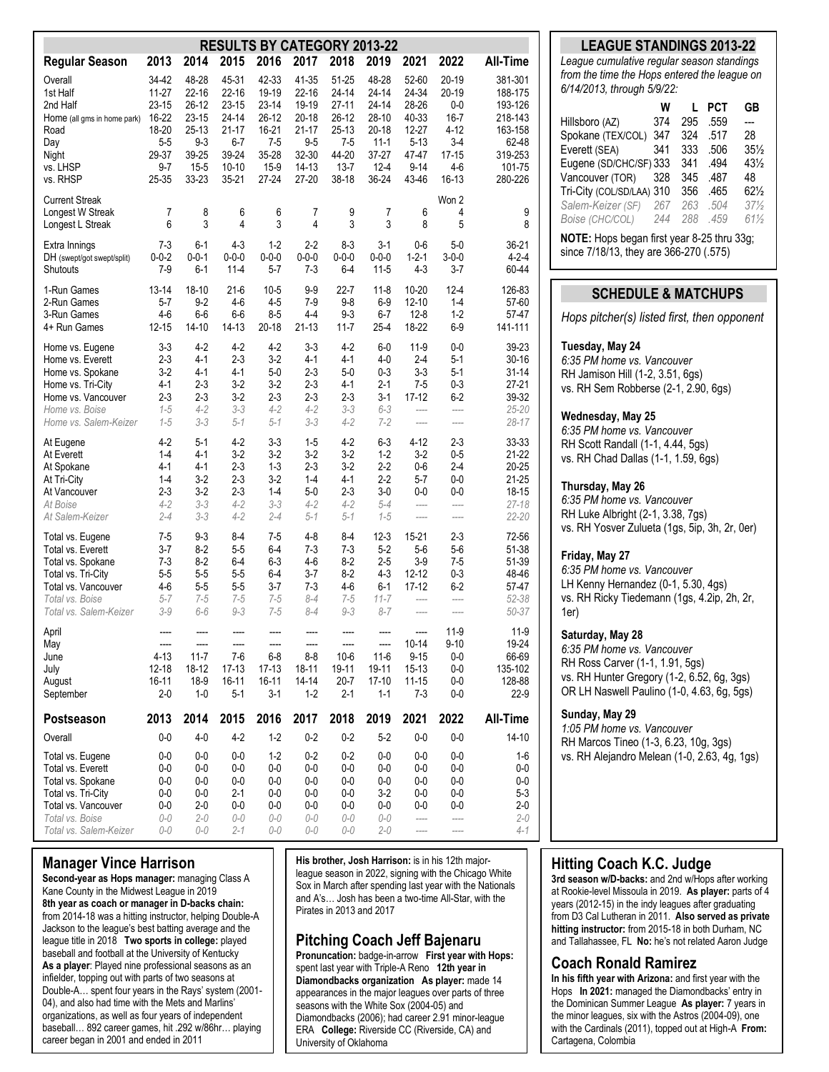## RESULTS BY CATEGORY 2013-22

| Regular Season | 2013 | 2014 | 2015 | 2016 | 2017 | 2018 | 2019 | 2021 | 2022 | All-Time |
|---|---|---|---|---|---|---|---|---|---|---|
| Overall | 34-42 | 48-28 | 45-31 | 42-33 | 41-35 | 51-25 | 48-28 | 52-60 | 20-19 | 381-301 |
| 1st Half | 11-27 | 22-16 | 22-16 | 19-19 | 22-16 | 24-14 | 24-14 | 24-34 | 20-19 | 188-175 |
| 2nd Half | 23-15 | 26-12 | 23-15 | 23-14 | 19-19 | 27-11 | 24-14 | 28-26 | 0-0 | 193-126 |
| Home (all gms in home park) | 16-22 | 23-15 | 24-14 | 26-12 | 20-18 | 26-12 | 28-10 | 40-33 | 16-7 | 218-143 |
| Road | 18-20 | 25-13 | 21-17 | 16-21 | 21-17 | 25-13 | 20-18 | 12-27 | 4-12 | 163-158 |
| Day | 5-5 | 9-3 | 6-7 | 7-5 | 9-5 | 7-5 | 11-1 | 5-13 | 3-4 | 62-48 |
| Night | 29-37 | 39-25 | 39-24 | 35-28 | 32-30 | 44-20 | 37-27 | 47-47 | 17-15 | 319-253 |
| vs. LHSP | 9-7 | 15-5 | 10-10 | 15-9 | 14-13 | 13-7 | 12-4 | 9-14 | 4-6 | 101-75 |
| vs. RHSP | 25-35 | 33-23 | 35-21 | 27-24 | 27-20 | 38-18 | 36-24 | 43-46 | 16-13 | 280-226 |
| Current Streak | | | | | | | | | Won 2 | |
| Longest W Streak | 7 | 8 | 6 | 6 | 7 | 9 | 7 | 6 | 4 | 9 |
| Longest L Streak | 6 | 3 | 4 | 3 | 4 | 3 | 3 | 8 | 5 | 8 |
| Extra Innings | 7-3 | 6-1 | 4-3 | 1-2 | 2-2 | 8-3 | 3-1 | 0-6 | 5-0 | 36-21 |
| DH (swept/got swept/split) | 0-0-2 | 0-0-1 | 0-0-0 | 0-0-0 | 0-0-0 | 0-0-0 | 0-0-0 | 1-2-1 | 3-0-0 | 4-2-4 |
| Shutouts | 7-9 | 6-1 | 11-4 | 5-7 | 7-3 | 6-4 | 11-5 | 4-3 | 3-7 | 60-44 |
| 1-Run Games | 13-14 | 18-10 | 21-6 | 10-5 | 9-9 | 22-7 | 11-8 | 10-20 | 12-4 | 126-83 |
| 2-Run Games | 5-7 | 9-2 | 4-6 | 4-5 | 7-9 | 9-8 | 6-9 | 12-10 | 1-4 | 57-60 |
| 3-Run Games | 4-6 | 6-6 | 6-6 | 8-5 | 4-4 | 9-3 | 6-7 | 12-8 | 1-2 | 57-47 |
| 4+ Run Games | 12-15 | 14-10 | 14-13 | 20-18 | 21-13 | 11-7 | 25-4 | 18-22 | 6-9 | 141-111 |
| Home vs. Eugene | 3-3 | 4-2 | 4-2 | 4-2 | 3-3 | 4-2 | 6-0 | 11-9 | 0-0 | 39-23 |
| Home vs. Everett | 2-3 | 4-1 | 2-3 | 3-2 | 4-1 | 4-1 | 4-0 | 2-4 | 5-1 | 30-16 |
| Home vs. Spokane | 3-2 | 4-1 | 4-1 | 5-0 | 2-3 | 5-0 | 0-3 | 3-3 | 5-1 | 31-14 |
| Home vs. Tri-City | 4-1 | 2-3 | 3-2 | 3-2 | 2-3 | 4-1 | 2-1 | 7-5 | 0-3 | 27-21 |
| Home vs. Vancouver | 2-3 | 2-3 | 3-2 | 2-3 | 2-3 | 2-3 | 3-1 | 17-12 | 6-2 | 39-32 |
| *Home vs. Boise* | *1-5* | *4-2* | *3-3* | *4-2* | *4-2* | *3-3* | *6-3* | *----* | *----* | *25-20* |
| *Home vs. Salem-Keizer* | *1-5* | *3-3* | *5-1* | *5-1* | *3-3* | *4-2* | *7-2* | *----* | *----* | *28-17* |
| At Eugene | 4-2 | 5-1 | 4-2 | 3-3 | 1-5 | 4-2 | 6-3 | 4-12 | 2-3 | 33-33 |
| At Everett | 1-4 | 4-1 | 3-2 | 3-2 | 3-2 | 3-2 | 1-2 | 3-2 | 0-5 | 21-22 |
| At Spokane | 4-1 | 4-1 | 2-3 | 1-3 | 2-3 | 3-2 | 2-2 | 0-6 | 2-4 | 20-25 |
| At Tri-City | 1-4 | 3-2 | 2-3 | 3-2 | 1-4 | 4-1 | 2-2 | 5-7 | 0-0 | 21-25 |
| At Vancouver | 2-3 | 3-2 | 2-3 | 1-4 | 5-0 | 2-3 | 3-0 | 0-0 | 0-0 | 18-15 |
| *At Boise* | *4-2* | *3-3* | *4-2* | *3-3* | *4-2* | *4-2* | *5-4* | *----* | *----* | *27-18* |
| *At Salem-Keizer* | *2-4* | *3-3* | *4-2* | *2-4* | *5-1* | *5-1* | *1-5* | *----* | *----* | *22-20* |
| Total vs. Eugene | 7-5 | 9-3 | 8-4 | 7-5 | 4-8 | 8-4 | 12-3 | 15-21 | 2-3 | 72-56 |
| Total vs. Everett | 3-7 | 8-2 | 5-5 | 6-4 | 7-3 | 7-3 | 5-2 | 5-6 | 5-6 | 51-38 |
| Total vs. Spokane | 7-3 | 8-2 | 6-4 | 6-3 | 4-6 | 8-2 | 2-5 | 3-9 | 7-5 | 51-39 |
| Total vs. Tri-City | 5-5 | 5-5 | 5-5 | 6-4 | 3-7 | 8-2 | 4-3 | 12-12 | 0-3 | 48-46 |
| Total vs. Vancouver | 4-6 | 5-5 | 5-5 | 3-7 | 7-3 | 4-6 | 6-1 | 17-12 | 6-2 | 57-47 |
| *Total vs. Boise* | *5-7* | *7-5* | *7-5* | *7-5* | *8-4* | *7-5* | *11-7* | *----* | *----* | *52-38* |
| *Total vs. Salem-Keizer* | *3-9* | *6-6* | *9-3* | *7-5* | *8-4* | *9-3* | *8-7* | *----* | *----* | *50-37* |
| April | ---- | ---- | ---- | ---- | ---- | ---- | ---- | ---- | 11-9 | 11-9 |
| May | ---- | ---- | ---- | ---- | ---- | ---- | ---- | 10-14 | 9-10 | 19-24 |
| June | 4-13 | 11-7 | 7-6 | 6-8 | 8-8 | 10-6 | 11-6 | 9-15 | 0-0 | 66-69 |
| July | 12-18 | 18-12 | 17-13 | 17-13 | 18-11 | 19-11 | 19-11 | 15-13 | 0-0 | 135-102 |
| August | 16-11 | 18-9 | 16-11 | 16-11 | 14-14 | 20-7 | 17-10 | 11-15 | 0-0 | 128-88 |
| September | 2-0 | 1-0 | 5-1 | 3-1 | 1-2 | 2-1 | 1-1 | 7-3 | 0-0 | 22-9 |

| Postseason | 2013 | 2014 | 2015 | 2016 | 2017 | 2018 | 2019 | 2021 | 2022 | All-Time |
|---|---|---|---|---|---|---|---|---|---|---|
| Overall | 0-0 | 4-0 | 4-2 | 1-2 | 0-2 | 0-2 | 5-2 | 0-0 | 0-0 | 14-10 |
| Total vs. Eugene | 0-0 | 0-0 | 0-0 | 1-2 | 0-2 | 0-2 | 0-0 | 0-0 | 0-0 | 1-6 |
| Total vs. Everett | 0-0 | 0-0 | 0-0 | 0-0 | 0-0 | 0-0 | 0-0 | 0-0 | 0-0 | 0-0 |
| Total vs. Spokane | 0-0 | 0-0 | 0-0 | 0-0 | 0-0 | 0-0 | 0-0 | 0-0 | 0-0 | 0-0 |
| Total vs. Tri-City | 0-0 | 0-0 | 2-1 | 0-0 | 0-0 | 0-0 | 3-2 | 0-0 | 0-0 | 5-3 |
| Total vs. Vancouver | 0-0 | 2-0 | 0-0 | 0-0 | 0-0 | 0-0 | 0-0 | 0-0 | 0-0 | 2-0 |
| *Total vs. Boise* | *0-0* | *2-0* | *0-0* | *0-0* | *0-0* | *0-0* | *0-0* | *----* | *----* | *2-0* |
| *Total vs. Salem-Keizer* | *0-0* | *0-0* | *2-1* | *0-0* | *0-0* | *0-0* | *2-0* | *----* | *----* | *4-1* |

## LEAGUE STANDINGS 2013-22

*League cumulative regular season standings from the time the Hops entered the league on 6/14/2013, through 5/9/22:*

| | W | L | PCT | GB |
|---|---|---|---|---|
| Hillsboro (AZ) | 374 | 295 | .559 | --- |
| Spokane (TEX/COL) | 347 | 324 | .517 | 28 |
| Everett (SEA) | 341 | 333 | .506 | 35½ |
| Eugene (SD/CHC/SF) | 333 | 341 | .494 | 43½ |
| Vancouver (TOR) | 328 | 345 | .487 | 48 |
| Tri-City (COL/SD/LAA) | 310 | 356 | .465 | 62½ |
| *Salem-Keizer (SF)* | *267* | *263* | *.504* | *37½* |
| *Boise (CHC/COL)* | *244* | *288* | *.459* | *61½* |

**NOTE:** Hops began first year 8-25 thru 33g; since 7/18/13, they are 366-270 (.575)

## SCHEDULE & MATCHUPS

*Hops pitcher(s) listed first, then opponent*

**Tuesday, May 24**
*6:35 PM home vs. Vancouver*
RH Jamison Hill (1-2, 3.51, 6gs)
vs. RH Sem Robberse (2-1, 2.90, 6gs)

**Wednesday, May 25**
*6:35 PM home vs. Vancouver*
RH Scott Randall (1-1, 4.44, 5gs)
vs. RH Chad Dallas (1-1, 1.59, 6gs)

**Thursday, May 26**
*6:35 PM home vs. Vancouver*
RH Luke Albright (2-1, 3.38, 7gs)
vs. RH Yosver Zulueta (1gs, 5ip, 3h, 2r, 0er)

**Friday, May 27**
*6:35 PM home vs. Vancouver*
LH Kenny Hernandez (0-1, 5.30, 4gs)
vs. RH Ricky Tiedemann (1gs, 4.2ip, 2h, 2r, 1er)

**Saturday, May 28**
*6:35 PM home vs. Vancouver*
RH Ross Carver (1-1, 1.91, 5gs)
vs. RH Hunter Gregory (1-2, 6.52, 6g, 3gs)
OR LH Naswell Paulino (1-0, 4.63, 6g, 5gs)

**Sunday, May 29**
*1:05 PM home vs. Vancouver*
RH Marcos Tineo (1-3, 6.23, 10g, 3gs)
vs. RH Alejandro Melean (1-0, 2.63, 4g, 1gs)

## Manager Vince Harrison

**Second-year as Hops manager:** managing Class A Kane County in the Midwest League in 2019 **8th year as coach or manager in D-backs chain:** from 2014-18 was a hitting instructor, helping Double-A Jackson to the league's best batting average and the league title in 2018 **Two sports in college:** played baseball and football at the University of Kentucky **As a player**: Played nine professional seasons as an infielder, topping out with parts of two seasons at Double-A… spent four years in the Rays' system (2001-04), and also had time with the Mets and Marlins' organizations, as well as four years of independent baseball… 892 career games, hit .292 w/86hr… playing career began in 2001 and ended in 2011

**His brother, Josh Harrison:** is in his 12th major-league season in 2022, signing with the Chicago White Sox in March after spending last year with the Nationals and A's… Josh has been a two-time All-Star, with the Pirates in 2013 and 2017

## Pitching Coach Jeff Bajenaru

**Pronuncation:** badge-in-arrow **First year with Hops:** spent last year with Triple-A Reno **12th year in Diamondbacks organization As a player:** made 14 appearances in the major leagues over parts of three seasons with the White Sox (2004-05) and Diamondbacks (2006); had career 2.91 minor-league ERA **College:** Riverside CC (Riverside, CA) and University of Oklahoma

## Hitting Coach K.C. Judge

**3rd season w/D-backs:** and 2nd w/Hops after working at Rookie-level Missoula in 2019. **As player:** parts of 4 years (2012-15) in the indy leagues after graduating from D3 Cal Lutheran in 2011. **Also served as private hitting instructor:** from 2015-18 in both Durham, NC and Tallahassee, FL **No:** he's not related Aaron Judge

## Coach Ronald Ramirez

**In his fifth year with Arizona:** and first year with the Hops **In 2021:** managed the Diamondbacks' entry in the Dominican Summer League **As player:** 7 years in the minor leagues, six with the Astros (2004-09), one with the Cardinals (2011), topped out at High-A **From:** Cartagena, Colombia